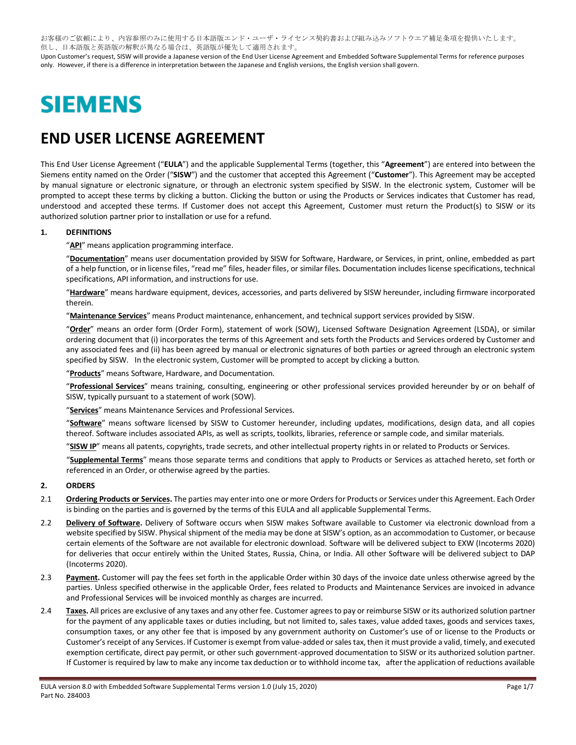お客様のご依頼により、内容参照のみに使用する日本語版エンド・ユーザ・ライセンス契約書および組み込みソフトウエア補足条項を提供いたします。
但し、日本語版と英語版の解釈が異なる場合は、英語版が優先して適用されます。
Upon Customer's request, SISW will provide a Japanese version of the End User License Agreement and Embedded Software Supplemental Terms for reference purposes only. However, if there is a difference in interpretation between the Japanese and English versions, the English version shall govern.

**SIEMENS**

# END USER LICENSE AGREEMENT

This End User License Agreement ("**EULA**") and the applicable Supplemental Terms (together, this "**Agreement**") are entered into between the Siemens entity named on the Order ("**SISW**") and the customer that accepted this Agreement ("**Customer**"). This Agreement may be accepted by manual signature or electronic signature, or through an electronic system specified by SISW. In the electronic system, Customer will be prompted to accept these terms by clicking a button. Clicking the button or using the Products or Services indicates that Customer has read, understood and accepted these terms. If Customer does not accept this Agreement, Customer must return the Product(s) to SISW or its authorized solution partner prior to installation or use for a refund.

## 1. DEFINITIONS

"**API**" means application programming interface.

"**Documentation**" means user documentation provided by SISW for Software, Hardware, or Services, in print, online, embedded as part of a help function, or in license files, "read me" files, header files, or similar files. Documentation includes license specifications, technical specifications, API information, and instructions for use.

"**Hardware**" means hardware equipment, devices, accessories, and parts delivered by SISW hereunder, including firmware incorporated therein.

"**Maintenance Services**" means Product maintenance, enhancement, and technical support services provided by SISW.

"**Order**" means an order form (Order Form), statement of work (SOW), Licensed Software Designation Agreement (LSDA), or similar ordering document that (i) incorporates the terms of this Agreement and sets forth the Products and Services ordered by Customer and any associated fees and (ii) has been agreed by manual or electronic signatures of both parties or agreed through an electronic system specified by SISW. In the electronic system, Customer will be prompted to accept by clicking a button.

"**Products**" means Software, Hardware, and Documentation.

"**Professional Services**" means training, consulting, engineering or other professional services provided hereunder by or on behalf of SISW, typically pursuant to a statement of work (SOW).

"**Services**" means Maintenance Services and Professional Services.

"**Software**" means software licensed by SISW to Customer hereunder, including updates, modifications, design data, and all copies thereof. Software includes associated APIs, as well as scripts, toolkits, libraries, reference or sample code, and similar materials.

"**SISW IP**" means all patents, copyrights, trade secrets, and other intellectual property rights in or related to Products or Services.

"**Supplemental Terms**" means those separate terms and conditions that apply to Products or Services as attached hereto, set forth or referenced in an Order, or otherwise agreed by the parties.

## 2. ORDERS

2.1 **Ordering Products or Services.** The parties may enter into one or more Orders for Products or Services under this Agreement. Each Order is binding on the parties and is governed by the terms of this EULA and all applicable Supplemental Terms.

2.2 **Delivery of Software.** Delivery of Software occurs when SISW makes Software available to Customer via electronic download from a website specified by SISW. Physical shipment of the media may be done at SISW's option, as an accommodation to Customer, or because certain elements of the Software are not available for electronic download. Software will be delivered subject to EXW (Incoterms 2020) for deliveries that occur entirely within the United States, Russia, China, or India. All other Software will be delivered subject to DAP (Incoterms 2020).

2.3 **Payment.** Customer will pay the fees set forth in the applicable Order within 30 days of the invoice date unless otherwise agreed by the parties. Unless specified otherwise in the applicable Order, fees related to Products and Maintenance Services are invoiced in advance and Professional Services will be invoiced monthly as charges are incurred.

2.4 **Taxes.** All prices are exclusive of any taxes and any other fee. Customer agrees to pay or reimburse SISW or its authorized solution partner for the payment of any applicable taxes or duties including, but not limited to, sales taxes, value added taxes, goods and services taxes, consumption taxes, or any other fee that is imposed by any government authority on Customer's use of or license to the Products or Customer's receipt of any Services. If Customer is exempt from value-added or sales tax, then it must provide a valid, timely, and executed exemption certificate, direct pay permit, or other such government-approved documentation to SISW or its authorized solution partner. If Customer is required by law to make any income tax deduction or to withhold income tax, after the application of reductions available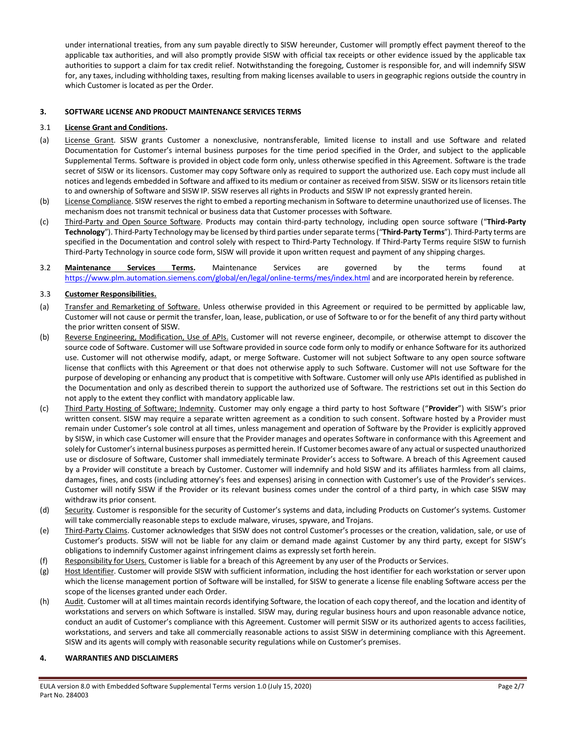under international treaties, from any sum payable directly to SISW hereunder, Customer will promptly effect payment thereof to the applicable tax authorities, and will also promptly provide SISW with official tax receipts or other evidence issued by the applicable tax authorities to support a claim for tax credit relief. Notwithstanding the foregoing, Customer is responsible for, and will indemnify SISW for, any taxes, including withholding taxes, resulting from making licenses available to users in geographic regions outside the country in which Customer is located as per the Order.

## 3. SOFTWARE LICENSE AND PRODUCT MAINTENANCE SERVICES TERMS

3.1 **License Grant and Conditions.**

(a) License Grant. SISW grants Customer a nonexclusive, nontransferable, limited license to install and use Software and related Documentation for Customer's internal business purposes for the time period specified in the Order, and subject to the applicable Supplemental Terms. Software is provided in object code form only, unless otherwise specified in this Agreement. Software is the trade secret of SISW or its licensors. Customer may copy Software only as required to support the authorized use. Each copy must include all notices and legends embedded in Software and affixed to its medium or container as received from SISW. SISW or its licensors retain title to and ownership of Software and SISW IP. SISW reserves all rights in Products and SISW IP not expressly granted herein.

(b) License Compliance. SISW reserves the right to embed a reporting mechanism in Software to determine unauthorized use of licenses. The mechanism does not transmit technical or business data that Customer processes with Software.

(c) Third-Party and Open Source Software. Products may contain third-party technology, including open source software ("**Third-Party Technology**"). Third-Party Technology may be licensed by third parties under separate terms ("**Third-Party Terms**"). Third-Party terms are specified in the Documentation and control solely with respect to Third-Party Technology. If Third-Party Terms require SISW to furnish Third-Party Technology in source code form, SISW will provide it upon written request and payment of any shipping charges.

3.2 **Maintenance Services Terms.** Maintenance Services are governed by the terms found at https://www.plm.automation.siemens.com/global/en/legal/online-terms/mes/index.html and are incorporated herein by reference.

3.3 **Customer Responsibilities.**

(a) Transfer and Remarketing of Software. Unless otherwise provided in this Agreement or required to be permitted by applicable law, Customer will not cause or permit the transfer, loan, lease, publication, or use of Software to or for the benefit of any third party without the prior written consent of SISW.

(b) Reverse Engineering, Modification, Use of APIs. Customer will not reverse engineer, decompile, or otherwise attempt to discover the source code of Software. Customer will use Software provided in source code form only to modify or enhance Software for its authorized use. Customer will not otherwise modify, adapt, or merge Software. Customer will not subject Software to any open source software license that conflicts with this Agreement or that does not otherwise apply to such Software. Customer will not use Software for the purpose of developing or enhancing any product that is competitive with Software. Customer will only use APIs identified as published in the Documentation and only as described therein to support the authorized use of Software. The restrictions set out in this Section do not apply to the extent they conflict with mandatory applicable law.

(c) Third Party Hosting of Software; Indemnity. Customer may only engage a third party to host Software ("**Provider**") with SISW's prior written consent. SISW may require a separate written agreement as a condition to such consent. Software hosted by a Provider must remain under Customer's sole control at all times, unless management and operation of Software by the Provider is explicitly approved by SISW, in which case Customer will ensure that the Provider manages and operates Software in conformance with this Agreement and solely for Customer's internal business purposes as permitted herein. If Customer becomes aware of any actual or suspected unauthorized use or disclosure of Software, Customer shall immediately terminate Provider's access to Software. A breach of this Agreement caused by a Provider will constitute a breach by Customer. Customer will indemnify and hold SISW and its affiliates harmless from all claims, damages, fines, and costs (including attorney's fees and expenses) arising in connection with Customer's use of the Provider's services. Customer will notify SISW if the Provider or its relevant business comes under the control of a third party, in which case SISW may withdraw its prior consent.

(d) Security. Customer is responsible for the security of Customer's systems and data, including Products on Customer's systems. Customer will take commercially reasonable steps to exclude malware, viruses, spyware, and Trojans.

(e) Third-Party Claims. Customer acknowledges that SISW does not control Customer's processes or the creation, validation, sale, or use of Customer's products. SISW will not be liable for any claim or demand made against Customer by any third party, except for SISW's obligations to indemnify Customer against infringement claims as expressly set forth herein.

(f) Responsibility for Users. Customer is liable for a breach of this Agreement by any user of the Products or Services.

(g) Host Identifier. Customer will provide SISW with sufficient information, including the host identifier for each workstation or server upon which the license management portion of Software will be installed, for SISW to generate a license file enabling Software access per the scope of the licenses granted under each Order.

(h) Audit. Customer will at all times maintain records identifying Software, the location of each copy thereof, and the location and identity of workstations and servers on which Software is installed. SISW may, during regular business hours and upon reasonable advance notice, conduct an audit of Customer's compliance with this Agreement. Customer will permit SISW or its authorized agents to access facilities, workstations, and servers and take all commercially reasonable actions to assist SISW in determining compliance with this Agreement. SISW and its agents will comply with reasonable security regulations while on Customer's premises.

## 4. WARRANTIES AND DISCLAIMERS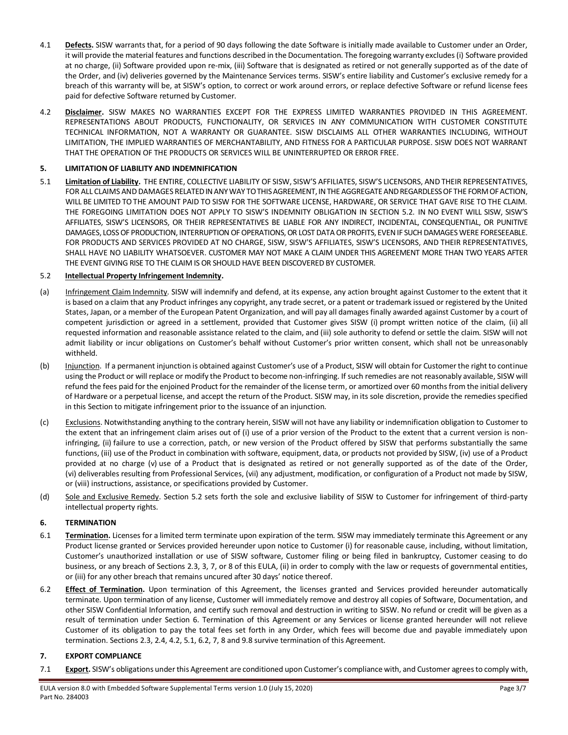4.1 **Defects.** SISW warrants that, for a period of 90 days following the date Software is initially made available to Customer under an Order, it will provide the material features and functions described in the Documentation. The foregoing warranty excludes (i) Software provided at no charge, (ii) Software provided upon re-mix, (iii) Software that is designated as retired or not generally supported as of the date of the Order, and (iv) deliveries governed by the Maintenance Services terms. SISW's entire liability and Customer's exclusive remedy for a breach of this warranty will be, at SISW's option, to correct or work around errors, or replace defective Software or refund license fees paid for defective Software returned by Customer.

4.2 **Disclaimer.** SISW MAKES NO WARRANTIES EXCEPT FOR THE EXPRESS LIMITED WARRANTIES PROVIDED IN THIS AGREEMENT. REPRESENTATIONS ABOUT PRODUCTS, FUNCTIONALITY, OR SERVICES IN ANY COMMUNICATION WITH CUSTOMER CONSTITUTE TECHNICAL INFORMATION, NOT A WARRANTY OR GUARANTEE. SISW DISCLAIMS ALL OTHER WARRANTIES INCLUDING, WITHOUT LIMITATION, THE IMPLIED WARRANTIES OF MERCHANTABILITY, AND FITNESS FOR A PARTICULAR PURPOSE. SISW DOES NOT WARRANT THAT THE OPERATION OF THE PRODUCTS OR SERVICES WILL BE UNINTERRUPTED OR ERROR FREE.

## 5. LIMITATION OF LIABILITY AND INDEMNIFICATION

5.1 **Limitation of Liability.** THE ENTIRE, COLLECTIVE LIABILITY OF SISW, SISW'S AFFILIATES, SISW'S LICENSORS, AND THEIR REPRESENTATIVES, FOR ALL CLAIMS AND DAMAGES RELATED IN ANY WAY TO THIS AGREEMENT, IN THE AGGREGATE AND REGARDLESS OF THE FORM OF ACTION, WILL BE LIMITED TO THE AMOUNT PAID TO SISW FOR THE SOFTWARE LICENSE, HARDWARE, OR SERVICE THAT GAVE RISE TO THE CLAIM. THE FOREGOING LIMITATION DOES NOT APPLY TO SISW'S INDEMNITY OBLIGATION IN SECTION 5.2. IN NO EVENT WILL SISW, SISW'S AFFILIATES, SISW'S LICENSORS, OR THEIR REPRESENTATIVES BE LIABLE FOR ANY INDIRECT, INCIDENTAL, CONSEQUENTIAL, OR PUNITIVE DAMAGES, LOSS OF PRODUCTION, INTERRUPTION OF OPERATIONS, OR LOST DATA OR PROFITS, EVEN IF SUCH DAMAGES WERE FORESEEABLE. FOR PRODUCTS AND SERVICES PROVIDED AT NO CHARGE, SISW, SISW'S AFFILIATES, SISW'S LICENSORS, AND THEIR REPRESENTATIVES, SHALL HAVE NO LIABILITY WHATSOEVER. CUSTOMER MAY NOT MAKE A CLAIM UNDER THIS AGREEMENT MORE THAN TWO YEARS AFTER THE EVENT GIVING RISE TO THE CLAIM IS OR SHOULD HAVE BEEN DISCOVERED BY CUSTOMER.

5.2 **Intellectual Property Infringement Indemnity.**

(a) Infringement Claim Indemnity. SISW will indemnify and defend, at its expense, any action brought against Customer to the extent that it is based on a claim that any Product infringes any copyright, any trade secret, or a patent or trademark issued or registered by the United States, Japan, or a member of the European Patent Organization, and will pay all damages finally awarded against Customer by a court of competent jurisdiction or agreed in a settlement, provided that Customer gives SISW (i) prompt written notice of the claim, (ii) all requested information and reasonable assistance related to the claim, and (iii) sole authority to defend or settle the claim. SISW will not admit liability or incur obligations on Customer's behalf without Customer's prior written consent, which shall not be unreasonably withheld.

(b) Injunction. If a permanent injunction is obtained against Customer's use of a Product, SISW will obtain for Customer the right to continue using the Product or will replace or modify the Product to become non-infringing. If such remedies are not reasonably available, SISW will refund the fees paid for the enjoined Product for the remainder of the license term, or amortized over 60 months from the initial delivery of Hardware or a perpetual license, and accept the return of the Product. SISW may, in its sole discretion, provide the remedies specified in this Section to mitigate infringement prior to the issuance of an injunction.

(c) Exclusions. Notwithstanding anything to the contrary herein, SISW will not have any liability or indemnification obligation to Customer to the extent that an infringement claim arises out of (i) use of a prior version of the Product to the extent that a current version is non-infringing, (ii) failure to use a correction, patch, or new version of the Product offered by SISW that performs substantially the same functions, (iii) use of the Product in combination with software, equipment, data, or products not provided by SISW, (iv) use of a Product provided at no charge (v) use of a Product that is designated as retired or not generally supported as of the date of the Order, (vi) deliverables resulting from Professional Services, (vii) any adjustment, modification, or configuration of a Product not made by SISW, or (viii) instructions, assistance, or specifications provided by Customer.

(d) Sole and Exclusive Remedy. Section 5.2 sets forth the sole and exclusive liability of SISW to Customer for infringement of third-party intellectual property rights.

## 6. TERMINATION

6.1 **Termination.** Licenses for a limited term terminate upon expiration of the term. SISW may immediately terminate this Agreement or any Product license granted or Services provided hereunder upon notice to Customer (i) for reasonable cause, including, without limitation, Customer's unauthorized installation or use of SISW software, Customer filing or being filed in bankruptcy, Customer ceasing to do business, or any breach of Sections 2.3, 3, 7, or 8 of this EULA, (ii) in order to comply with the law or requests of governmental entities, or (iii) for any other breach that remains uncured after 30 days' notice thereof.

6.2 **Effect of Termination.** Upon termination of this Agreement, the licenses granted and Services provided hereunder automatically terminate. Upon termination of any license, Customer will immediately remove and destroy all copies of Software, Documentation, and other SISW Confidential Information, and certify such removal and destruction in writing to SISW. No refund or credit will be given as a result of termination under Section 6. Termination of this Agreement or any Services or license granted hereunder will not relieve Customer of its obligation to pay the total fees set forth in any Order, which fees will become due and payable immediately upon termination. Sections 2.3, 2.4, 4.2, 5.1, 6.2, 7, 8 and 9.8 survive termination of this Agreement.

## 7. EXPORT COMPLIANCE

7.1 **Export.** SISW's obligations under this Agreement are conditioned upon Customer's compliance with, and Customer agrees to comply with,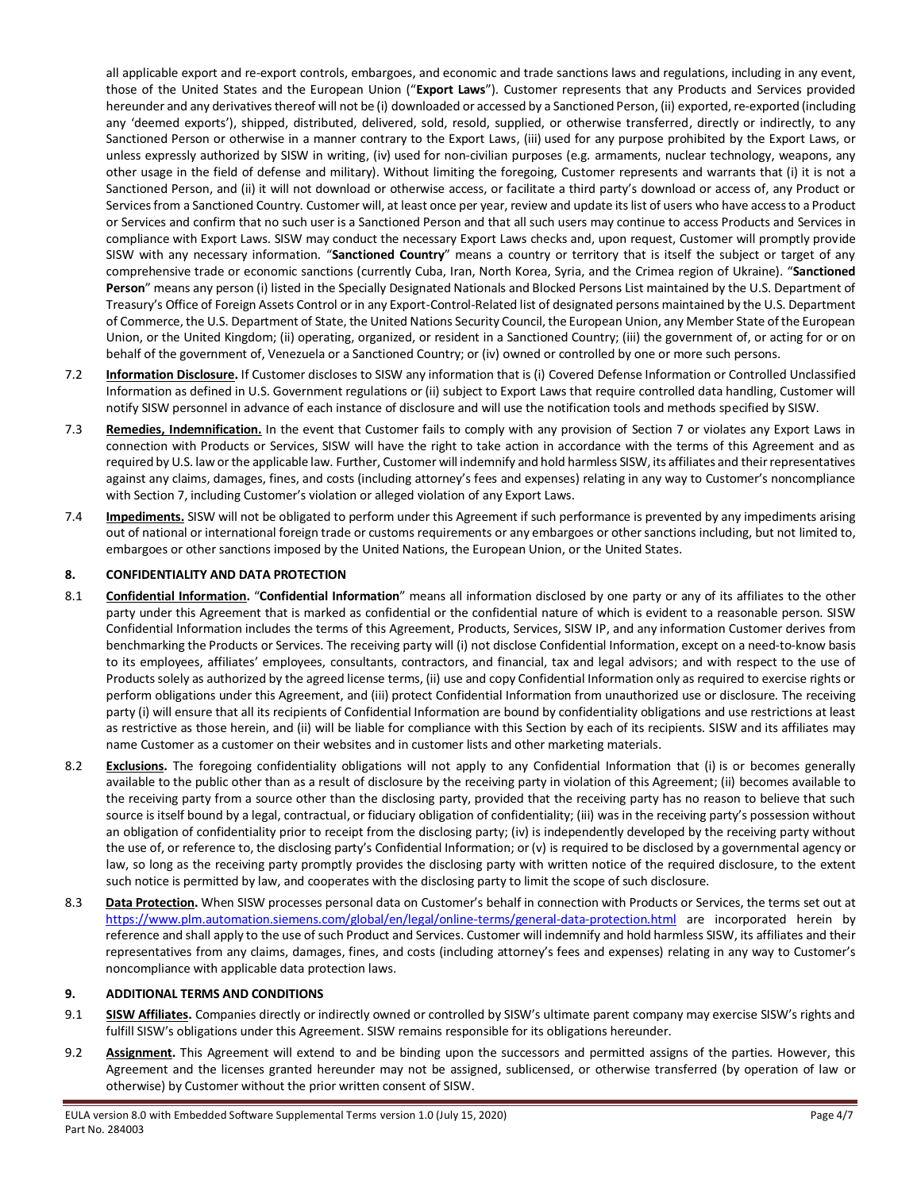all applicable export and re-export controls, embargoes, and economic and trade sanctions laws and regulations, including in any event, those of the United States and the European Union ("**Export Laws**"). Customer represents that any Products and Services provided hereunder and any derivatives thereof will not be (i) downloaded or accessed by a Sanctioned Person, (ii) exported, re-exported (including any 'deemed exports'), shipped, distributed, delivered, sold, resold, supplied, or otherwise transferred, directly or indirectly, to any Sanctioned Person or otherwise in a manner contrary to the Export Laws, (iii) used for any purpose prohibited by the Export Laws, or unless expressly authorized by SISW in writing, (iv) used for non-civilian purposes (e.g. armaments, nuclear technology, weapons, any other usage in the field of defense and military). Without limiting the foregoing, Customer represents and warrants that (i) it is not a Sanctioned Person, and (ii) it will not download or otherwise access, or facilitate a third party's download or access of, any Product or Services from a Sanctioned Country. Customer will, at least once per year, review and update its list of users who have access to a Product or Services and confirm that no such user is a Sanctioned Person and that all such users may continue to access Products and Services in compliance with Export Laws. SISW may conduct the necessary Export Laws checks and, upon request, Customer will promptly provide SISW with any necessary information. "**Sanctioned Country**" means a country or territory that is itself the subject or target of any comprehensive trade or economic sanctions (currently Cuba, Iran, North Korea, Syria, and the Crimea region of Ukraine). "**Sanctioned Person**" means any person (i) listed in the Specially Designated Nationals and Blocked Persons List maintained by the U.S. Department of Treasury's Office of Foreign Assets Control or in any Export-Control-Related list of designated persons maintained by the U.S. Department of Commerce, the U.S. Department of State, the United Nations Security Council, the European Union, any Member State of the European Union, or the United Kingdom; (ii) operating, organized, or resident in a Sanctioned Country; (iii) the government of, or acting for or on behalf of the government of, Venezuela or a Sanctioned Country; or (iv) owned or controlled by one or more such persons.

7.2 **Information Disclosure.** If Customer discloses to SISW any information that is (i) Covered Defense Information or Controlled Unclassified Information as defined in U.S. Government regulations or (ii) subject to Export Laws that require controlled data handling, Customer will notify SISW personnel in advance of each instance of disclosure and will use the notification tools and methods specified by SISW.

7.3 **Remedies, Indemnification.** In the event that Customer fails to comply with any provision of Section 7 or violates any Export Laws in connection with Products or Services, SISW will have the right to take action in accordance with the terms of this Agreement and as required by U.S. law or the applicable law. Further, Customer will indemnify and hold harmless SISW, its affiliates and their representatives against any claims, damages, fines, and costs (including attorney's fees and expenses) relating in any way to Customer's noncompliance with Section 7, including Customer's violation or alleged violation of any Export Laws.

7.4 **Impediments.** SISW will not be obligated to perform under this Agreement if such performance is prevented by any impediments arising out of national or international foreign trade or customs requirements or any embargoes or other sanctions including, but not limited to, embargoes or other sanctions imposed by the United Nations, the European Union, or the United States.

## 8. CONFIDENTIALITY AND DATA PROTECTION

8.1 **Confidential Information.** "**Confidential Information**" means all information disclosed by one party or any of its affiliates to the other party under this Agreement that is marked as confidential or the confidential nature of which is evident to a reasonable person. SISW Confidential Information includes the terms of this Agreement, Products, Services, SISW IP, and any information Customer derives from benchmarking the Products or Services. The receiving party will (i) not disclose Confidential Information, except on a need-to-know basis to its employees, affiliates' employees, consultants, contractors, and financial, tax and legal advisors; and with respect to the use of Products solely as authorized by the agreed license terms, (ii) use and copy Confidential Information only as required to exercise rights or perform obligations under this Agreement, and (iii) protect Confidential Information from unauthorized use or disclosure. The receiving party (i) will ensure that all its recipients of Confidential Information are bound by confidentiality obligations and use restrictions at least as restrictive as those herein, and (ii) will be liable for compliance with this Section by each of its recipients. SISW and its affiliates may name Customer as a customer on their websites and in customer lists and other marketing materials.

8.2 **Exclusions.** The foregoing confidentiality obligations will not apply to any Confidential Information that (i) is or becomes generally available to the public other than as a result of disclosure by the receiving party in violation of this Agreement; (ii) becomes available to the receiving party from a source other than the disclosing party, provided that the receiving party has no reason to believe that such source is itself bound by a legal, contractual, or fiduciary obligation of confidentiality; (iii) was in the receiving party's possession without an obligation of confidentiality prior to receipt from the disclosing party; (iv) is independently developed by the receiving party without the use of, or reference to, the disclosing party's Confidential Information; or (v) is required to be disclosed by a governmental agency or law, so long as the receiving party promptly provides the disclosing party with written notice of the required disclosure, to the extent such notice is permitted by law, and cooperates with the disclosing party to limit the scope of such disclosure.

8.3 **Data Protection.** When SISW processes personal data on Customer's behalf in connection with Products or Services, the terms set out at https://www.plm.automation.siemens.com/global/en/legal/online-terms/general-data-protection.html are incorporated herein by reference and shall apply to the use of such Product and Services. Customer will indemnify and hold harmless SISW, its affiliates and their representatives from any claims, damages, fines, and costs (including attorney's fees and expenses) relating in any way to Customer's noncompliance with applicable data protection laws.

## 9. ADDITIONAL TERMS AND CONDITIONS

9.1 **SISW Affiliates.** Companies directly or indirectly owned or controlled by SISW's ultimate parent company may exercise SISW's rights and fulfill SISW's obligations under this Agreement. SISW remains responsible for its obligations hereunder.

9.2 **Assignment.** This Agreement will extend to and be binding upon the successors and permitted assigns of the parties. However, this Agreement and the licenses granted hereunder may not be assigned, sublicensed, or otherwise transferred (by operation of law or otherwise) by Customer without the prior written consent of SISW.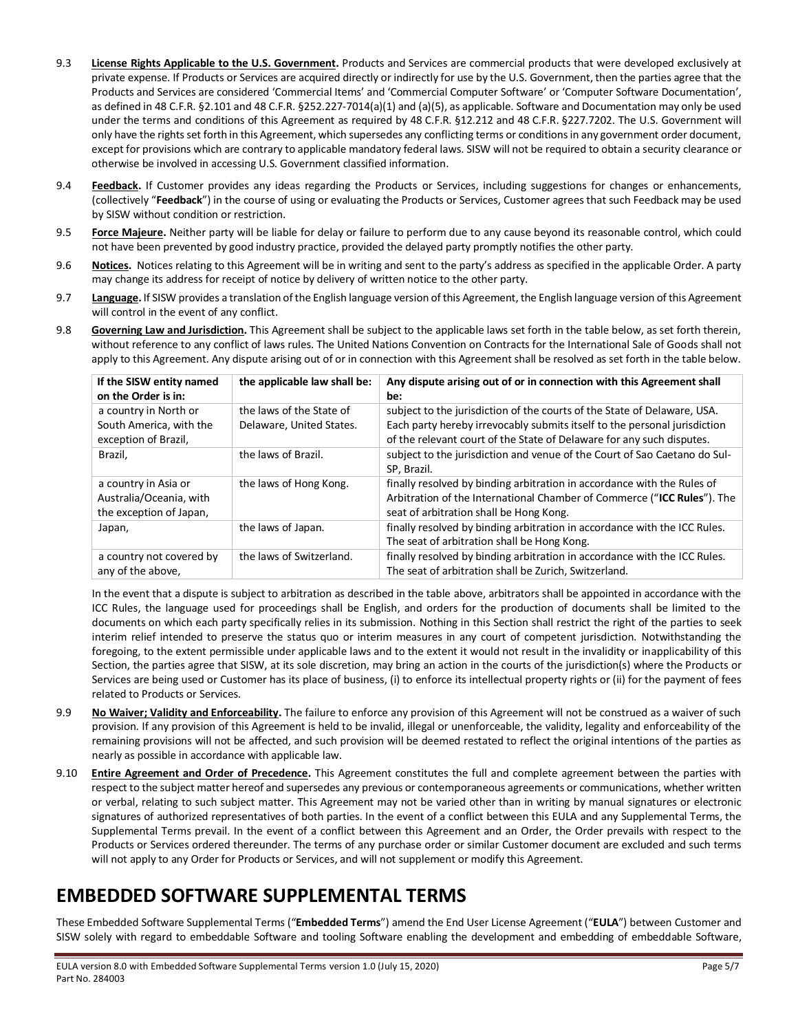9.3 **License Rights Applicable to the U.S. Government.** Products and Services are commercial products that were developed exclusively at private expense. If Products or Services are acquired directly or indirectly for use by the U.S. Government, then the parties agree that the Products and Services are considered 'Commercial Items' and 'Commercial Computer Software' or 'Computer Software Documentation', as defined in 48 C.F.R. §2.101 and 48 C.F.R. §252.227-7014(a)(1) and (a)(5), as applicable. Software and Documentation may only be used under the terms and conditions of this Agreement as required by 48 C.F.R. §12.212 and 48 C.F.R. §227.7202. The U.S. Government will only have the rights set forth in this Agreement, which supersedes any conflicting terms or conditions in any government order document, except for provisions which are contrary to applicable mandatory federal laws. SISW will not be required to obtain a security clearance or otherwise be involved in accessing U.S. Government classified information.

9.4 **Feedback.** If Customer provides any ideas regarding the Products or Services, including suggestions for changes or enhancements, (collectively "**Feedback**") in the course of using or evaluating the Products or Services, Customer agrees that such Feedback may be used by SISW without condition or restriction.

9.5 **Force Majeure.** Neither party will be liable for delay or failure to perform due to any cause beyond its reasonable control, which could not have been prevented by good industry practice, provided the delayed party promptly notifies the other party.

9.6 **Notices.** Notices relating to this Agreement will be in writing and sent to the party's address as specified in the applicable Order. A party may change its address for receipt of notice by delivery of written notice to the other party.

9.7 **Language.** If SISW provides a translation of the English language version of this Agreement, the English language version of this Agreement will control in the event of any conflict.

9.8 **Governing Law and Jurisdiction.** This Agreement shall be subject to the applicable laws set forth in the table below, as set forth therein, without reference to any conflict of laws rules. The United Nations Convention on Contracts for the International Sale of Goods shall not apply to this Agreement. Any dispute arising out of or in connection with this Agreement shall be resolved as set forth in the table below.

| If the SISW entity named on the Order is in: | the applicable law shall be: | Any dispute arising out of or in connection with this Agreement shall be: |
|---|---|---|
| a country in North or South America, with the exception of Brazil, | the laws of the State of Delaware, United States. | subject to the jurisdiction of the courts of the State of Delaware, USA. Each party hereby irrevocably submits itself to the personal jurisdiction of the relevant court of the State of Delaware for any such disputes. |
| Brazil, | the laws of Brazil. | subject to the jurisdiction and venue of the Court of Sao Caetano do Sul-SP, Brazil. |
| a country in Asia or Australia/Oceania, with the exception of Japan, | the laws of Hong Kong. | finally resolved by binding arbitration in accordance with the Rules of Arbitration of the International Chamber of Commerce ("**ICC Rules**"). The seat of arbitration shall be Hong Kong. |
| Japan, | the laws of Japan. | finally resolved by binding arbitration in accordance with the ICC Rules. The seat of arbitration shall be Hong Kong. |
| a country not covered by any of the above, | the laws of Switzerland. | finally resolved by binding arbitration in accordance with the ICC Rules. The seat of arbitration shall be Zurich, Switzerland. |

In the event that a dispute is subject to arbitration as described in the table above, arbitrators shall be appointed in accordance with the ICC Rules, the language used for proceedings shall be English, and orders for the production of documents shall be limited to the documents on which each party specifically relies in its submission. Nothing in this Section shall restrict the right of the parties to seek interim relief intended to preserve the status quo or interim measures in any court of competent jurisdiction. Notwithstanding the foregoing, to the extent permissible under applicable laws and to the extent it would not result in the invalidity or inapplicability of this Section, the parties agree that SISW, at its sole discretion, may bring an action in the courts of the jurisdiction(s) where the Products or Services are being used or Customer has its place of business, (i) to enforce its intellectual property rights or (ii) for the payment of fees related to Products or Services.

9.9 **No Waiver; Validity and Enforceability.** The failure to enforce any provision of this Agreement will not be construed as a waiver of such provision. If any provision of this Agreement is held to be invalid, illegal or unenforceable, the validity, legality and enforceability of the remaining provisions will not be affected, and such provision will be deemed restated to reflect the original intentions of the parties as nearly as possible in accordance with applicable law.

9.10 **Entire Agreement and Order of Precedence.** This Agreement constitutes the full and complete agreement between the parties with respect to the subject matter hereof and supersedes any previous or contemporaneous agreements or communications, whether written or verbal, relating to such subject matter. This Agreement may not be varied other than in writing by manual signatures or electronic signatures of authorized representatives of both parties. In the event of a conflict between this EULA and any Supplemental Terms, the Supplemental Terms prevail. In the event of a conflict between this Agreement and an Order, the Order prevails with respect to the Products or Services ordered thereunder. The terms of any purchase order or similar Customer document are excluded and such terms will not apply to any Order for Products or Services, and will not supplement or modify this Agreement.

# EMBEDDED SOFTWARE SUPPLEMENTAL TERMS

These Embedded Software Supplemental Terms ("**Embedded Terms**") amend the End User License Agreement ("**EULA**") between Customer and SISW solely with regard to embeddable Software and tooling Software enabling the development and embedding of embeddable Software,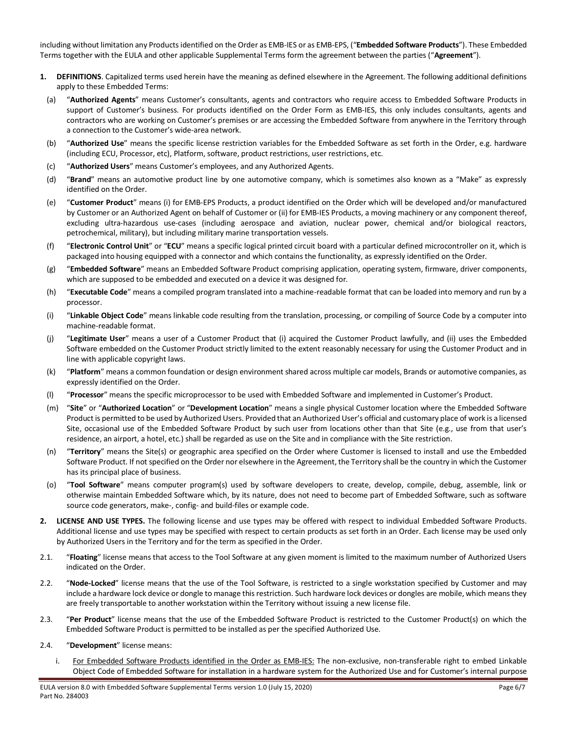including without limitation any Products identified on the Order as EMB-IES or as EMB-EPS, ("**Embedded Software Products**"). These Embedded Terms together with the EULA and other applicable Supplemental Terms form the agreement between the parties ("**Agreement**").

1. **DEFINITIONS**. Capitalized terms used herein have the meaning as defined elsewhere in the Agreement. The following additional definitions apply to these Embedded Terms:

   (a) "**Authorized Agents**" means Customer's consultants, agents and contractors who require access to Embedded Software Products in support of Customer's business. For products identified on the Order Form as EMB-IES, this only includes consultants, agents and contractors who are working on Customer's premises or are accessing the Embedded Software from anywhere in the Territory through a connection to the Customer's wide-area network.

   (b) "**Authorized Use**" means the specific license restriction variables for the Embedded Software as set forth in the Order, e.g. hardware (including ECU, Processor, etc), Platform, software, product restrictions, user restrictions, etc.

   (c) "**Authorized Users**" means Customer's employees, and any Authorized Agents.

   (d) "**Brand**" means an automotive product line by one automotive company, which is sometimes also known as a "Make" as expressly identified on the Order.

   (e) "**Customer Product**" means (i) for EMB-EPS Products, a product identified on the Order which will be developed and/or manufactured by Customer or an Authorized Agent on behalf of Customer or (ii) for EMB-IES Products, a moving machinery or any component thereof, excluding ultra-hazardous use-cases (including aerospace and aviation, nuclear power, chemical and/or biological reactors, petrochemical, military), but including military marine transportation vessels.

   (f) "**Electronic Control Unit**" or "**ECU**" means a specific logical printed circuit board with a particular defined microcontroller on it, which is packaged into housing equipped with a connector and which contains the functionality, as expressly identified on the Order.

   (g) "**Embedded Software**" means an Embedded Software Product comprising application, operating system, firmware, driver components, which are supposed to be embedded and executed on a device it was designed for.

   (h) "**Executable Code**" means a compiled program translated into a machine-readable format that can be loaded into memory and run by a processor.

   (i) "**Linkable Object Code**" means linkable code resulting from the translation, processing, or compiling of Source Code by a computer into machine-readable format.

   (j) "**Legitimate User**" means a user of a Customer Product that (i) acquired the Customer Product lawfully, and (ii) uses the Embedded Software embedded on the Customer Product strictly limited to the extent reasonably necessary for using the Customer Product and in line with applicable copyright laws.

   (k) "**Platform**" means a common foundation or design environment shared across multiple car models, Brands or automotive companies, as expressly identified on the Order.

   (l) "**Processor**" means the specific microprocessor to be used with Embedded Software and implemented in Customer's Product.

   (m) "**Site**" or "**Authorized Location**" or "**Development Location**" means a single physical Customer location where the Embedded Software Product is permitted to be used by Authorized Users. Provided that an Authorized User's official and customary place of work is a licensed Site, occasional use of the Embedded Software Product by such user from locations other than that Site (e.g., use from that user's residence, an airport, a hotel, etc.) shall be regarded as use on the Site and in compliance with the Site restriction.

   (n) "**Territory**" means the Site(s) or geographic area specified on the Order where Customer is licensed to install and use the Embedded Software Product. If not specified on the Order nor elsewhere in the Agreement, the Territory shall be the country in which the Customer has its principal place of business.

   (o) "**Tool Software**" means computer program(s) used by software developers to create, develop, compile, debug, assemble, link or otherwise maintain Embedded Software which, by its nature, does not need to become part of Embedded Software, such as software source code generators, make-, config- and build-files or example code.

2. **LICENSE AND USE TYPES.** The following license and use types may be offered with respect to individual Embedded Software Products. Additional license and use types may be specified with respect to certain products as set forth in an Order. Each license may be used only by Authorized Users in the Territory and for the term as specified in the Order.

2.1. "**Floating**" license means that access to the Tool Software at any given moment is limited to the maximum number of Authorized Users indicated on the Order.

2.2. "**Node-Locked**" license means that the use of the Tool Software, is restricted to a single workstation specified by Customer and may include a hardware lock device or dongle to manage this restriction. Such hardware lock devices or dongles are mobile, which means they are freely transportable to another workstation within the Territory without issuing a new license file.

2.3. "**Per Product**" license means that the use of the Embedded Software Product is restricted to the Customer Product(s) on which the Embedded Software Product is permitted to be installed as per the specified Authorized Use.

2.4. "**Development**" license means:

   i. For Embedded Software Products identified in the Order as EMB-IES: The non-exclusive, non-transferable right to embed Linkable Object Code of Embedded Software for installation in a hardware system for the Authorized Use and for Customer's internal purpose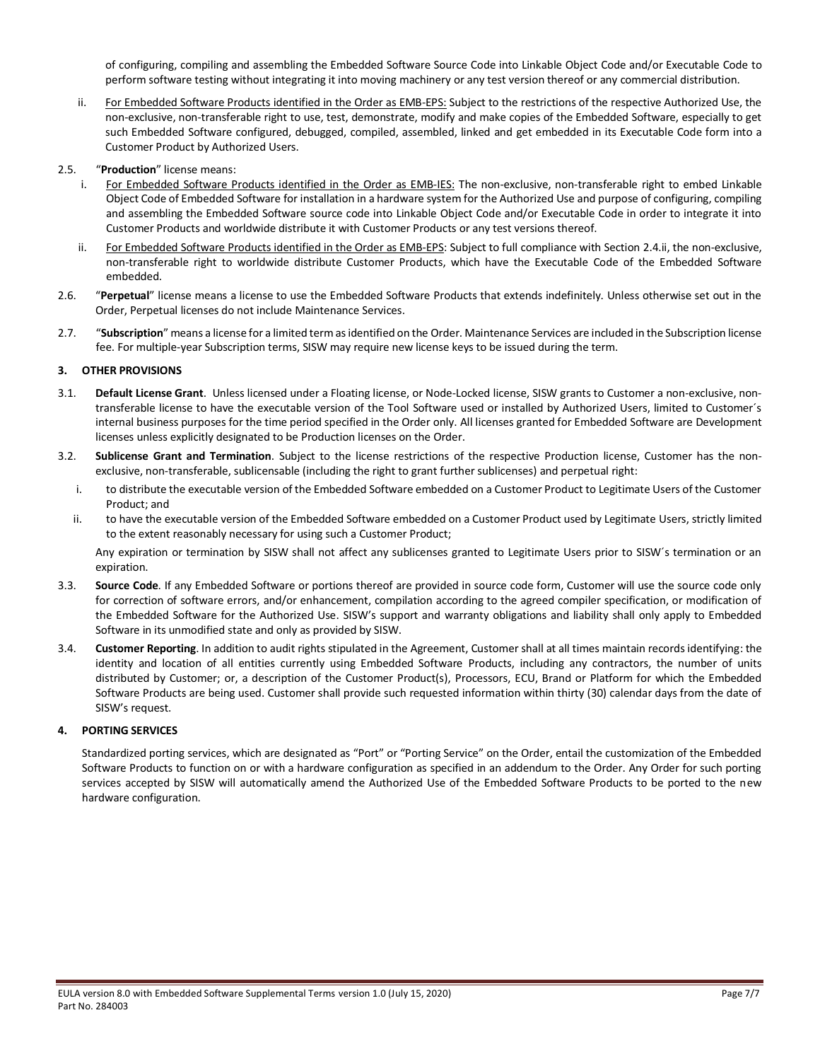of configuring, compiling and assembling the Embedded Software Source Code into Linkable Object Code and/or Executable Code to perform software testing without integrating it into moving machinery or any test version thereof or any commercial distribution.

ii. For Embedded Software Products identified in the Order as EMB-EPS: Subject to the restrictions of the respective Authorized Use, the non-exclusive, non-transferable right to use, test, demonstrate, modify and make copies of the Embedded Software, especially to get such Embedded Software configured, debugged, compiled, assembled, linked and get embedded in its Executable Code form into a Customer Product by Authorized Users.

2.5. "**Production**" license means:

i. For Embedded Software Products identified in the Order as EMB-IES: The non-exclusive, non-transferable right to embed Linkable Object Code of Embedded Software for installation in a hardware system for the Authorized Use and purpose of configuring, compiling and assembling the Embedded Software source code into Linkable Object Code and/or Executable Code in order to integrate it into Customer Products and worldwide distribute it with Customer Products or any test versions thereof.

ii. For Embedded Software Products identified in the Order as EMB-EPS: Subject to full compliance with Section 2.4.ii, the non-exclusive, non-transferable right to worldwide distribute Customer Products, which have the Executable Code of the Embedded Software embedded.

2.6. "**Perpetual**" license means a license to use the Embedded Software Products that extends indefinitely. Unless otherwise set out in the Order, Perpetual licenses do not include Maintenance Services.

2.7. "**Subscription**" means a license for a limited term as identified on the Order. Maintenance Services are included in the Subscription license fee. For multiple-year Subscription terms, SISW may require new license keys to be issued during the term.

## 3. OTHER PROVISIONS

3.1. **Default License Grant**. Unless licensed under a Floating license, or Node-Locked license, SISW grants to Customer a non-exclusive, non-transferable license to have the executable version of the Tool Software used or installed by Authorized Users, limited to Customer´s internal business purposes for the time period specified in the Order only. All licenses granted for Embedded Software are Development licenses unless explicitly designated to be Production licenses on the Order.

3.2. **Sublicense Grant and Termination**. Subject to the license restrictions of the respective Production license, Customer has the non-exclusive, non-transferable, sublicensable (including the right to grant further sublicenses) and perpetual right:

i. to distribute the executable version of the Embedded Software embedded on a Customer Product to Legitimate Users of the Customer Product; and

ii. to have the executable version of the Embedded Software embedded on a Customer Product used by Legitimate Users, strictly limited to the extent reasonably necessary for using such a Customer Product;

Any expiration or termination by SISW shall not affect any sublicenses granted to Legitimate Users prior to SISW´s termination or an expiration.

3.3. **Source Code**. If any Embedded Software or portions thereof are provided in source code form, Customer will use the source code only for correction of software errors, and/or enhancement, compilation according to the agreed compiler specification, or modification of the Embedded Software for the Authorized Use. SISW's support and warranty obligations and liability shall only apply to Embedded Software in its unmodified state and only as provided by SISW.

3.4. **Customer Reporting**. In addition to audit rights stipulated in the Agreement, Customer shall at all times maintain records identifying: the identity and location of all entities currently using Embedded Software Products, including any contractors, the number of units distributed by Customer; or, a description of the Customer Product(s), Processors, ECU, Brand or Platform for which the Embedded Software Products are being used. Customer shall provide such requested information within thirty (30) calendar days from the date of SISW's request.

## 4. PORTING SERVICES

Standardized porting services, which are designated as "Port" or "Porting Service" on the Order, entail the customization of the Embedded Software Products to function on or with a hardware configuration as specified in an addendum to the Order. Any Order for such porting services accepted by SISW will automatically amend the Authorized Use of the Embedded Software Products to be ported to the new hardware configuration.